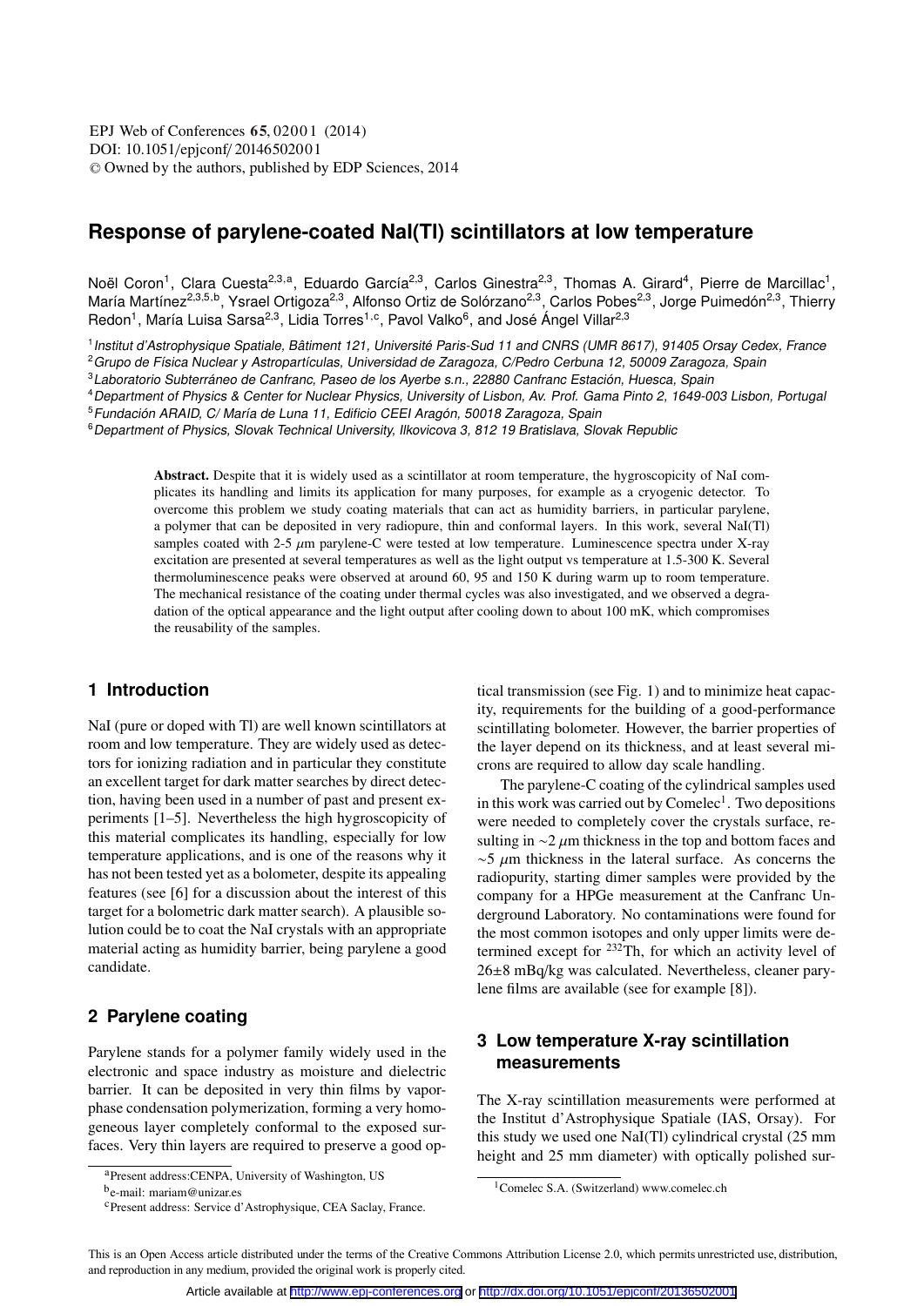# Response of parylene-coated NaI(Tl) scintillators at low temperature

Noël Coron[1], Clara Cuesta[2,3,a], Eduardo García[2,3], Carlos Ginestra[2,3], Thomas A. Girard[4], Pierre de Marcillac[1], María Martínez[2,3,5,b], Ysrael Ortigoza[2,3], Alfonso Ortiz de Solórzano[2,3], Carlos Pobes[2,3], Jorge Puimedón[2,3], Thierry Redon[1], María Luisa Sarsa[2,3], Lidia Torres[1,c], Pavol Valko[6], and José Ángel Villar[2,3]

[1] *Institut d'Astrophysique Spatiale, Bâtiment 121, Université Paris-Sud 11 and CNRS (UMR 8617), 91405 Orsay Cedex, France*
[2] *Grupo de Física Nuclear y Astropartículas, Universidad de Zaragoza, C/Pedro Cerbuna 12, 50009 Zaragoza, Spain*
[3] *Laboratorio Subterráneo de Canfranc, Paseo de los Ayerbe s.n., 22880 Canfranc Estación, Huesca, Spain*
[4] *Department of Physics & Center for Nuclear Physics, University of Lisbon, Av. Prof. Gama Pinto 2, 1649-003 Lisbon, Portugal*
[5] *Fundación ARAID, C/ María de Luna 11, Edificio CEEI Aragón, 50018 Zaragoza, Spain*
[6] *Department of Physics, Slovak Technical University, Ilkovicova 3, 812 19 Bratislava, Slovak Republic*

**Abstract.** Despite that it is widely used as a scintillator at room temperature, the hygroscopicity of NaI complicates its handling and limits its application for many purposes, for example as a cryogenic detector. To overcome this problem we study coating materials that can act as humidity barriers, in particular parylene, a polymer that can be deposited in very radiopure, thin and conformal layers. In this work, several NaI(Tl) samples coated with 2-5 $\mu$m parylene-C were tested at low temperature. Luminescence spectra under X-ray excitation are presented at several temperatures as well as the light output vs temperature at 1.5-300 K. Several thermoluminescence peaks were observed at around 60, 95 and 150 K during warm up to room temperature. The mechanical resistance of the coating under thermal cycles was also investigated, and we observed a degradation of the optical appearance and the light output after cooling down to about 100 mK, which compromises the reusability of the samples.

## 1 Introduction

NaI (pure or doped with Tl) are well known scintillators at room and low temperature. They are widely used as detectors for ionizing radiation and in particular they constitute an excellent target for dark matter searches by direct detection, having been used in a number of past and present experiments [1–5]. Nevertheless the high hygroscopicity of this material complicates its handling, especially for low temperature applications, and is one of the reasons why it has not been tested yet as a bolometer, despite its appealing features (see [6] for a discussion about the interest of this target for a bolometric dark matter search). A plausible solution could be to coat the NaI crystals with an appropriate material acting as humidity barrier, being parylene a good candidate.

## 2 Parylene coating

Parylene stands for a polymer family widely used in the electronic and space industry as moisture and dielectric barrier. It can be deposited in very thin films by vapor-phase condensation polymerization, forming a very homogeneous layer completely conformal to the exposed surfaces. Very thin layers are required to preserve a good optical transmission (see Fig. 1) and to minimize heat capacity, requirements for the building of a good-performance scintillating bolometer. However, the barrier properties of the layer depend on its thickness, and at least several microns are required to allow day scale handling.

The parylene-C coating of the cylindrical samples used in this work was carried out by Comelec[1]. Two depositions were needed to completely cover the crystals surface, resulting in $\sim$2 $\mu$m thickness in the top and bottom faces and $\sim$5 $\mu$m thickness in the lateral surface. As concerns the radiopurity, starting dimer samples were provided by the company for a HPGe measurement at the Canfranc Underground Laboratory. No contaminations were found for the most common isotopes and only upper limits were determined except for $^{232}$Th, for which an activity level of 26±8 mBq/kg was calculated. Nevertheless, cleaner parylene films are available (see for example [8]).

## 3 Low temperature X-ray scintillation measurements

The X-ray scintillation measurements were performed at the Institut d'Astrophysique Spatiale (IAS, Orsay). For this study we used one NaI(Tl) cylindrical crystal (25 mm height and 25 mm diameter) with optically polished sur-

[a] Present address: CENPA, University of Washington, US
[b] e-mail: mariam@unizar.es
[c] Present address: Service d'Astrophysique, CEA Saclay, France.

[1] Comelec S.A. (Switzerland) www.comelec.ch

This is an Open Access article distributed under the terms of the Creative Commons Attribution License 2.0, which permits unrestricted use, distribution, and reproduction in any medium, provided the original work is properly cited.

Article available at http://www.epj-conferences.org or http://dx.doi.org/10.1051/epjconf/20136502001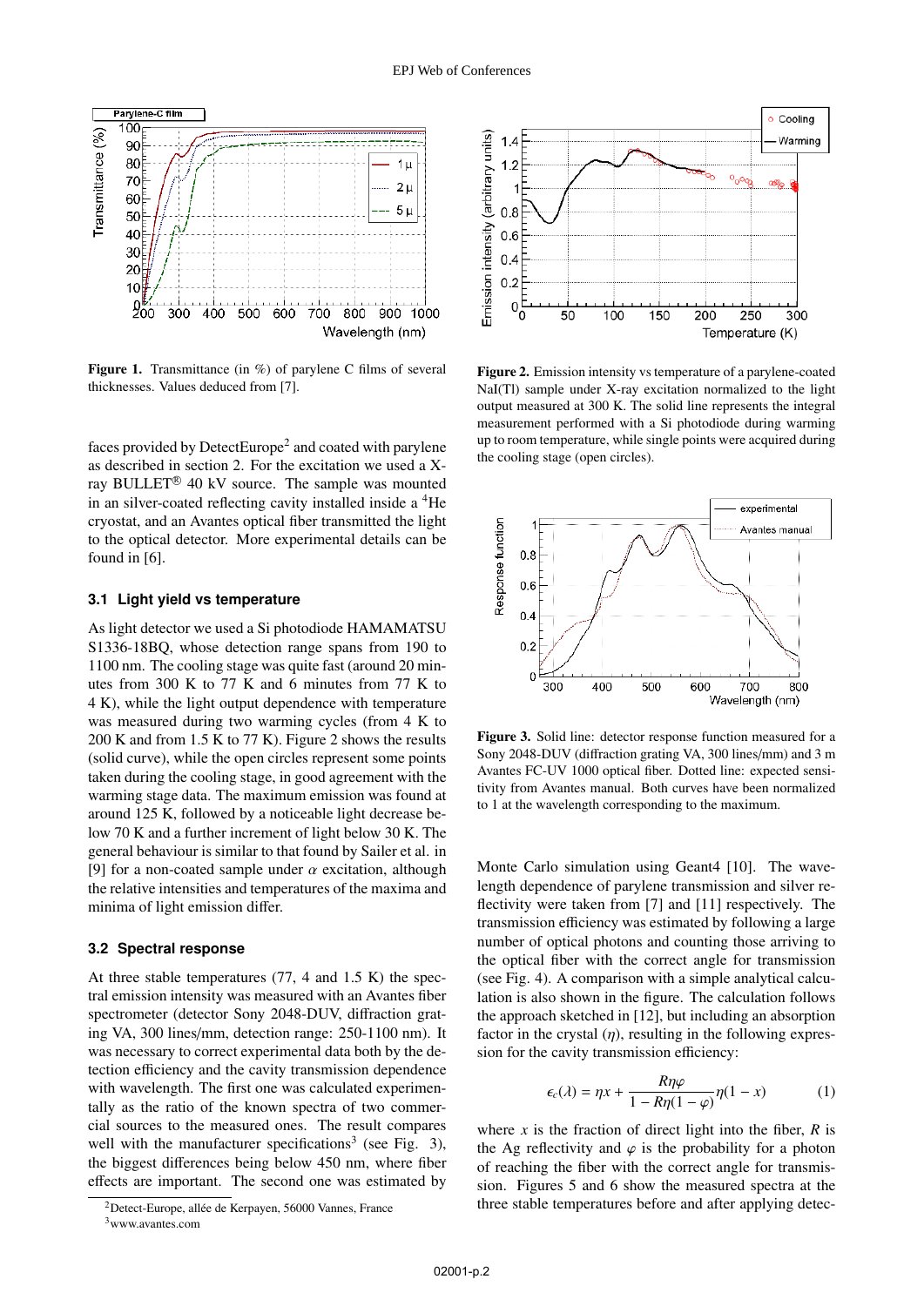Parylene-C film

Transmittance (%)

100 90 80 70 60 50 40 30 20 10 0

200 300 400 500 600 700 800 900 1000

Wavelength (nm)

1 μ

2 μ

5 μ

**Figure 1.** Transmittance (in %) of parylene C films of several thicknesses. Values deduced from [7].

Cooling

Warming

Emission intensity (arbitrary units)

1.4 1.2 1 0.8 0.6 0.4 0.2 0

0 50 100 150 200 250 300

Temperature (K)

**Figure 2.** Emission intensity vs temperature of a parylene-coated NaI(Tl) sample under X-ray excitation normalized to the light output measured at 300 K. The solid line represents the integral measurement performed with a Si photodiode during warming up to room temperature, while single points were acquired during the cooling stage (open circles).

faces provided by DetectEurope[2] and coated with parylene as described in section 2. For the excitation we used a X-ray BULLET® 40 kV source. The sample was mounted in an silver-coated reflecting cavity installed inside a $^4$He cryostat, and an Avantes optical fiber transmitted the light to the optical detector. More experimental details can be found in [6].

### 3.1 Light yield vs temperature

As light detector we used a Si photodiode HAMAMATSU S1336-18BQ, whose detection range spans from 190 to 1100 nm. The cooling stage was quite fast (around 20 minutes from 300 K to 77 K and 6 minutes from 77 K to 4 K), while the light output dependence with temperature was measured during two warming cycles (from 4 K to 200 K and from 1.5 K to 77 K). Figure 2 shows the results (solid curve), while the open circles represent some points taken during the cooling stage, in good agreement with the warming stage data. The maximum emission was found at around 125 K, followed by a noticeable light decrease below 70 K and a further increment of light below 30 K. The general behaviour is similar to that found by Sailer et al. in [9] for a non-coated sample under $\alpha$ excitation, although the relative intensities and temperatures of the maxima and minima of light emission differ.

### 3.2 Spectral response

At three stable temperatures (77, 4 and 1.5 K) the spectral emission intensity was measured with an Avantes fiber spectrometer (detector Sony 2048-DUV, diffraction grating VA, 300 lines/mm, detection range: 250-1100 nm). It was necessary to correct experimental data both by the detection efficiency and the cavity transmission dependence with wavelength. The first one was calculated experimentally as the ratio of the known spectra of two commercial sources to the measured ones. The result compares well with the manufacturer specifications[3] (see Fig. 3), the biggest differences being below 450 nm, where fiber effects are important. The second one was estimated by

[2]Detect-Europe, allée de Kerpayen, 56000 Vannes, France

[3]www.avantes.com

experimental

Avantes manual

Response function

1 0.8 0.6 0.4 0.2 0

300 400 500 600 700 800

Wavelength (nm)

**Figure 3.** Solid line: detector response function measured for a Sony 2048-DUV (diffraction grating VA, 300 lines/mm) and 3 m Avantes FC-UV 1000 optical fiber. Dotted line: expected sensitivity from Avantes manual. Both curves have been normalized to 1 at the wavelength corresponding to the maximum.

Monte Carlo simulation using Geant4 [10]. The wavelength dependence of parylene transmission and silver reflectivity were taken from [7] and [11] respectively. The transmission efficiency was estimated by following a large number of optical photons and counting those arriving to the optical fiber with the correct angle for transmission (see Fig. 4). A comparison with a simple analytical calculation is also shown in the figure. The calculation follows the approach sketched in [12], but including an absorption factor in the crystal ($\eta$), resulting in the following expression for the cavity transmission efficiency:

$$\epsilon_c(\lambda) = \eta x + \frac{R\eta\varphi}{1 - R\eta(1-\varphi)}\eta(1-x) \qquad (1)$$

where $x$ is the fraction of direct light into the fiber, $R$ is the Ag reflectivity and $\varphi$ is the probability for a photon of reaching the fiber with the correct angle for transmission. Figures 5 and 6 show the measured spectra at the three stable temperatures before and after applying detec-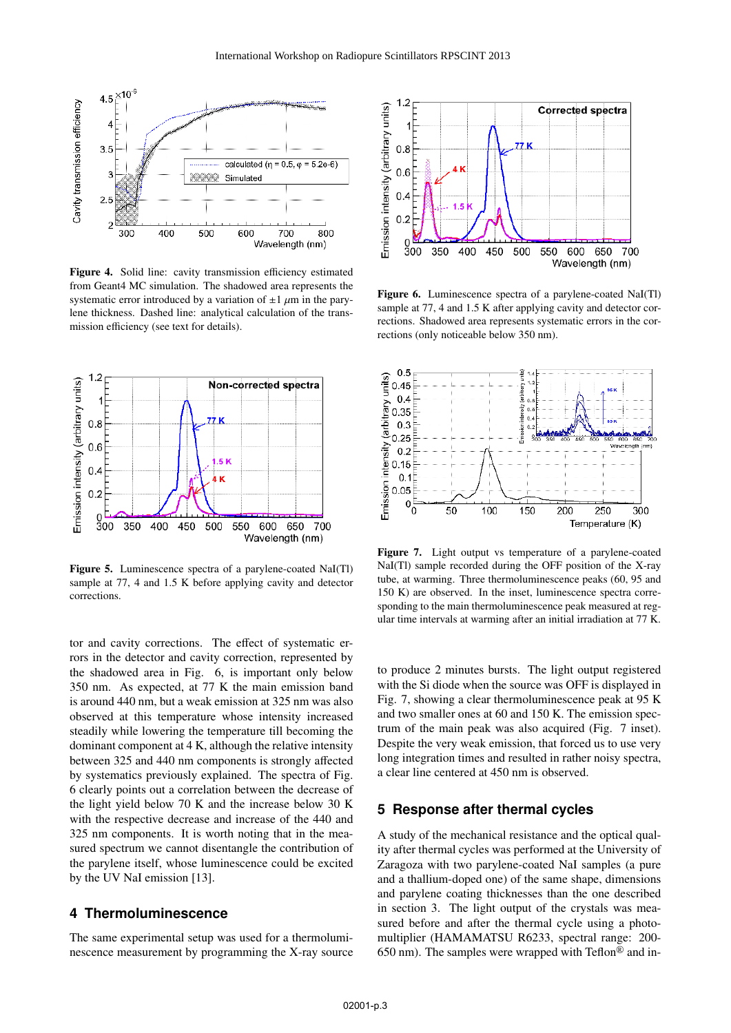**Figure 4.** Solid line: cavity transmission efficiency estimated from Geant4 MC simulation. The shadowed area represents the systematic error introduced by a variation of $\pm 1$ $\mu$m in the parylene thickness. Dashed line: analytical calculation of the transmission efficiency (see text for details).

**Figure 5.** Luminescence spectra of a parylene-coated NaI(Tl) sample at 77, 4 and 1.5 K before applying cavity and detector corrections.

tor and cavity corrections. The effect of systematic errors in the detector and cavity correction, represented by the shadowed area in Fig. 6, is important only below 350 nm. As expected, at 77 K the main emission band is around 440 nm, but a weak emission at 325 nm was also observed at this temperature whose intensity increased steadily while lowering the temperature till becoming the dominant component at 4 K, although the relative intensity between 325 and 440 nm components is strongly affected by systematics previously explained. The spectra of Fig. 6 clearly points out a correlation between the decrease of the light yield below 70 K and the increase below 30 K with the respective decrease and increase of the 440 and 325 nm components. It is worth noting that in the measured spectrum we cannot disentangle the contribution of the parylene itself, whose luminescence could be excited by the UV NaI emission [13].

## 4 Thermoluminescence

The same experimental setup was used for a thermoluminescence measurement by programming the X-ray source

**Figure 6.** Luminescence spectra of a parylene-coated NaI(Tl) sample at 77, 4 and 1.5 K after applying cavity and detector corrections. Shadowed area represents systematic errors in the corrections (only noticeable below 350 nm).

**Figure 7.** Light output vs temperature of a parylene-coated NaI(Tl) sample recorded during the OFF position of the X-ray tube, at warming. Three thermoluminescence peaks (60, 95 and 150 K) are observed. In the inset, luminescence spectra corresponding to the main thermoluminescence peak measured at regular time intervals at warming after an initial irradiation at 77 K.

to produce 2 minutes bursts. The light output registered with the Si diode when the source was OFF is displayed in Fig. 7, showing a clear thermoluminescence peak at 95 K and two smaller ones at 60 and 150 K. The emission spectrum of the main peak was also acquired (Fig. 7 inset). Despite the very weak emission, that forced us to use very long integration times and resulted in rather noisy spectra, a clear line centered at 450 nm is observed.

## 5 Response after thermal cycles

A study of the mechanical resistance and the optical quality after thermal cycles was performed at the University of Zaragoza with two parylene-coated NaI samples (a pure and a thallium-doped one) of the same shape, dimensions and parylene coating thicknesses than the one described in section 3. The light output of the crystals was measured before and after the thermal cycle using a photomultiplier (HAMAMATSU R6233, spectral range: 200-650 nm). The samples were wrapped with Teflon® and in-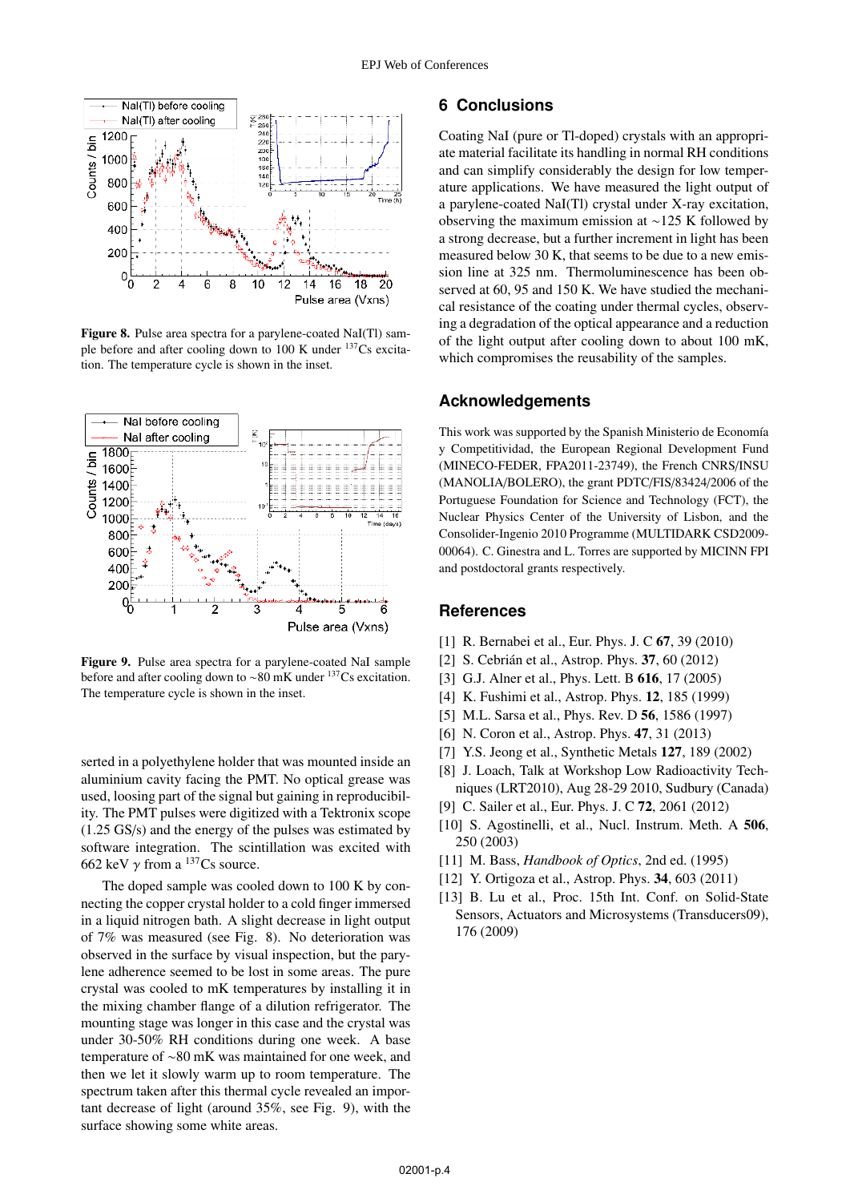NaI(Tl) before cooling
NaI(Tl) after cooling
Counts / bin
Pulse area (Vxns)
T (K)
Time (h)

**Figure 8.** Pulse area spectra for a parylene-coated NaI(Tl) sample before and after cooling down to 100 K under $^{137}$Cs excitation. The temperature cycle is shown in the inset.

NaI before cooling
NaI after cooling
Counts / bin
Pulse area (Vxns)
T (K)
Time (days)

**Figure 9.** Pulse area spectra for a parylene-coated NaI sample before and after cooling down to ~80 mK under $^{137}$Cs excitation. The temperature cycle is shown in the inset.

serted in a polyethylene holder that was mounted inside an aluminium cavity facing the PMT. No optical grease was used, loosing part of the signal but gaining in reproducibility. The PMT pulses were digitized with a Tektronix scope (1.25 GS/s) and the energy of the pulses was estimated by software integration. The scintillation was excited with 662 keV $\gamma$ from a $^{137}$Cs source.

The doped sample was cooled down to 100 K by connecting the copper crystal holder to a cold finger immersed in a liquid nitrogen bath. A slight decrease in light output of 7% was measured (see Fig. 8). No deterioration was observed in the surface by visual inspection, but the parylene adherence seemed to be lost in some areas. The pure crystal was cooled to mK temperatures by installing it in the mixing chamber flange of a dilution refrigerator. The mounting stage was longer in this case and the crystal was under 30-50% RH conditions during one week. A base temperature of ~80 mK was maintained for one week, and then we let it slowly warm up to room temperature. The spectrum taken after this thermal cycle revealed an important decrease of light (around 35%, see Fig. 9), with the surface showing some white areas.

## 6 Conclusions

Coating NaI (pure or Tl-doped) crystals with an appropriate material facilitate its handling in normal RH conditions and can simplify considerably the design for low temperature applications. We have measured the light output of a parylene-coated NaI(Tl) crystal under X-ray excitation, observing the maximum emission at ~125 K followed by a strong decrease, but a further increment in light has been measured below 30 K, that seems to be due to a new emission line at 325 nm. Thermoluminescence has been observed at 60, 95 and 150 K. We have studied the mechanical resistance of the coating under thermal cycles, observing a degradation of the optical appearance and a reduction of the light output after cooling down to about 100 mK, which compromises the reusability of the samples.

## Acknowledgements

This work was supported by the Spanish Ministerio de Economía y Competitividad, the European Regional Development Fund (MINECO-FEDER, FPA2011-23749), the French CNRS/INSU (MANOLIA/BOLERO), the grant PDTC/FIS/83424/2006 of the Portuguese Foundation for Science and Technology (FCT), the Nuclear Physics Center of the University of Lisbon, and the Consolider-Ingenio 2010 Programme (MULTIDARK CSD2009-00064). C. Ginestra and L. Torres are supported by MICINN FPI and postdoctoral grants respectively.

## References

[1] R. Bernabei et al., Eur. Phys. J. C **67**, 39 (2010)
[2] S. Cebrián et al., Astrop. Phys. **37**, 60 (2012)
[3] G.J. Alner et al., Phys. Lett. B **616**, 17 (2005)
[4] K. Fushimi et al., Astrop. Phys. **12**, 185 (1999)
[5] M.L. Sarsa et al., Phys. Rev. D **56**, 1586 (1997)
[6] N. Coron et al., Astrop. Phys. **47**, 31 (2013)
[7] Y.S. Jeong et al., Synthetic Metals **127**, 189 (2002)
[8] J. Loach, Talk at Workshop Low Radioactivity Techniques (LRT2010), Aug 28-29 2010, Sudbury (Canada)
[9] C. Sailer et al., Eur. Phys. J. C **72**, 2061 (2012)
[10] S. Agostinelli, et al., Nucl. Instrum. Meth. A **506**, 250 (2003)
[11] M. Bass, *Handbook of Optics*, 2nd ed. (1995)
[12] Y. Ortigoza et al., Astrop. Phys. **34**, 603 (2011)
[13] B. Lu et al., Proc. 15th Int. Conf. on Solid-State Sensors, Actuators and Microsystems (Transducers09), 176 (2009)